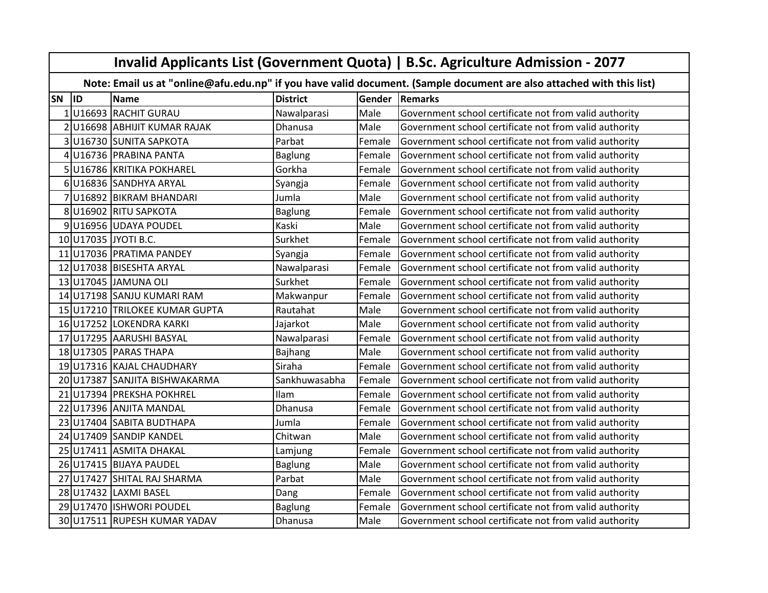# Invalid Applicants List (Government Quota) | B.Sc. Agriculture Admission - 2077

**Note: Email us at "online@afu.edu.np" if you have valid document. (Sample document are also attached with this list)**

| SN | ID | Name | District | Gender | Remarks |
|---|---|---|---|---|---|
| 1 | U16693 | RACHIT GURAU | Nawalparasi | Male | Government school certificate not from valid authority |
| 2 | U16698 | ABHIJIT KUMAR RAJAK | Dhanusa | Male | Government school certificate not from valid authority |
| 3 | U16730 | SUNITA SAPKOTA | Parbat | Female | Government school certificate not from valid authority |
| 4 | U16736 | PRABINA PANTA | Baglung | Female | Government school certificate not from valid authority |
| 5 | U16786 | KRITIKA POKHAREL | Gorkha | Female | Government school certificate not from valid authority |
| 6 | U16836 | SANDHYA ARYAL | Syangja | Female | Government school certificate not from valid authority |
| 7 | U16892 | BIKRAM BHANDARI | Jumla | Male | Government school certificate not from valid authority |
| 8 | U16902 | RITU SAPKOTA | Baglung | Female | Government school certificate not from valid authority |
| 9 | U16956 | UDAYA POUDEL | Kaski | Male | Government school certificate not from valid authority |
| 10 | U17035 | JYOTI B.C. | Surkhet | Female | Government school certificate not from valid authority |
| 11 | U17036 | PRATIMA PANDEY | Syangja | Female | Government school certificate not from valid authority |
| 12 | U17038 | BISESHTA ARYAL | Nawalparasi | Female | Government school certificate not from valid authority |
| 13 | U17045 | JAMUNA OLI | Surkhet | Female | Government school certificate not from valid authority |
| 14 | U17198 | SANJU KUMARI RAM | Makwanpur | Female | Government school certificate not from valid authority |
| 15 | U17210 | TRILOKEE KUMAR GUPTA | Rautahat | Male | Government school certificate not from valid authority |
| 16 | U17252 | LOKENDRA KARKI | Jajarkot | Male | Government school certificate not from valid authority |
| 17 | U17295 | AARUSHI BASYAL | Nawalparasi | Female | Government school certificate not from valid authority |
| 18 | U17305 | PARAS THAPA | Bajhang | Male | Government school certificate not from valid authority |
| 19 | U17316 | KAJAL CHAUDHARY | Siraha | Female | Government school certificate not from valid authority |
| 20 | U17387 | SANJITA BISHWAKARMA | Sankhuwasabha | Female | Government school certificate not from valid authority |
| 21 | U17394 | PREKSHA POKHREL | Ilam | Female | Government school certificate not from valid authority |
| 22 | U17396 | ANJITA MANDAL | Dhanusa | Female | Government school certificate not from valid authority |
| 23 | U17404 | SABITA BUDTHAPA | Jumla | Female | Government school certificate not from valid authority |
| 24 | U17409 | SANDIP KANDEL | Chitwan | Male | Government school certificate not from valid authority |
| 25 | U17411 | ASMITA DHAKAL | Lamjung | Female | Government school certificate not from valid authority |
| 26 | U17415 | BIJAYA PAUDEL | Baglung | Male | Government school certificate not from valid authority |
| 27 | U17427 | SHITAL RAJ SHARMA | Parbat | Male | Government school certificate not from valid authority |
| 28 | U17432 | LAXMI BASEL | Dang | Female | Government school certificate not from valid authority |
| 29 | U17470 | ISHWORI POUDEL | Baglung | Female | Government school certificate not from valid authority |
| 30 | U17511 | RUPESH KUMAR YADAV | Dhanusa | Male | Government school certificate not from valid authority |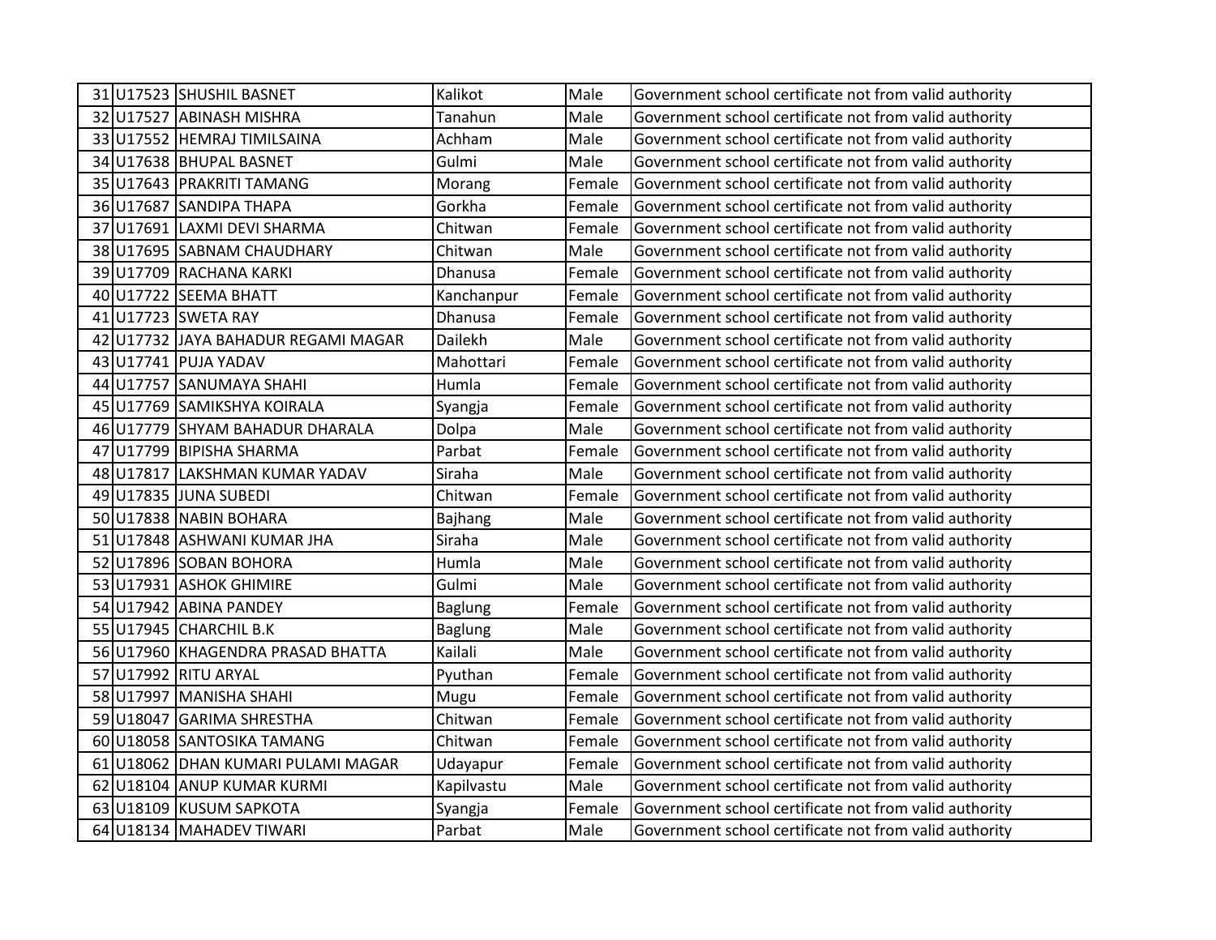| | | | | | |
|---|---|---|---|---|---|
| 31 | U17523 | SHUSHIL BASNET | Kalikot | Male | Government school certificate not from valid authority |
| 32 | U17527 | ABINASH MISHRA | Tanahun | Male | Government school certificate not from valid authority |
| 33 | U17552 | HEMRAJ TIMILSAINA | Achham | Male | Government school certificate not from valid authority |
| 34 | U17638 | BHUPAL BASNET | Gulmi | Male | Government school certificate not from valid authority |
| 35 | U17643 | PRAKRITI TAMANG | Morang | Female | Government school certificate not from valid authority |
| 36 | U17687 | SANDIPA THAPA | Gorkha | Female | Government school certificate not from valid authority |
| 37 | U17691 | LAXMI DEVI SHARMA | Chitwan | Female | Government school certificate not from valid authority |
| 38 | U17695 | SABNAM CHAUDHARY | Chitwan | Male | Government school certificate not from valid authority |
| 39 | U17709 | RACHANA KARKI | Dhanusa | Female | Government school certificate not from valid authority |
| 40 | U17722 | SEEMA BHATT | Kanchanpur | Female | Government school certificate not from valid authority |
| 41 | U17723 | SWETA RAY | Dhanusa | Female | Government school certificate not from valid authority |
| 42 | U17732 | JAYA BAHADUR REGAMI MAGAR | Dailekh | Male | Government school certificate not from valid authority |
| 43 | U17741 | PUJA YADAV | Mahottari | Female | Government school certificate not from valid authority |
| 44 | U17757 | SANUMAYA SHAHI | Humla | Female | Government school certificate not from valid authority |
| 45 | U17769 | SAMIKSHYA KOIRALA | Syangja | Female | Government school certificate not from valid authority |
| 46 | U17779 | SHYAM BAHADUR DHARALA | Dolpa | Male | Government school certificate not from valid authority |
| 47 | U17799 | BIPISHA SHARMA | Parbat | Female | Government school certificate not from valid authority |
| 48 | U17817 | LAKSHMAN KUMAR YADAV | Siraha | Male | Government school certificate not from valid authority |
| 49 | U17835 | JUNA SUBEDI | Chitwan | Female | Government school certificate not from valid authority |
| 50 | U17838 | NABIN BOHARA | Bajhang | Male | Government school certificate not from valid authority |
| 51 | U17848 | ASHWANI KUMAR JHA | Siraha | Male | Government school certificate not from valid authority |
| 52 | U17896 | SOBAN BOHORA | Humla | Male | Government school certificate not from valid authority |
| 53 | U17931 | ASHOK GHIMIRE | Gulmi | Male | Government school certificate not from valid authority |
| 54 | U17942 | ABINA PANDEY | Baglung | Female | Government school certificate not from valid authority |
| 55 | U17945 | CHARCHIL B.K | Baglung | Male | Government school certificate not from valid authority |
| 56 | U17960 | KHAGENDRA PRASAD BHATTA | Kailali | Male | Government school certificate not from valid authority |
| 57 | U17992 | RITU ARYAL | Pyuthan | Female | Government school certificate not from valid authority |
| 58 | U17997 | MANISHA SHAHI | Mugu | Female | Government school certificate not from valid authority |
| 59 | U18047 | GARIMA SHRESTHA | Chitwan | Female | Government school certificate not from valid authority |
| 60 | U18058 | SANTOSIKA TAMANG | Chitwan | Female | Government school certificate not from valid authority |
| 61 | U18062 | DHAN KUMARI PULAMI MAGAR | Udayapur | Female | Government school certificate not from valid authority |
| 62 | U18104 | ANUP KUMAR KURMI | Kapilvastu | Male | Government school certificate not from valid authority |
| 63 | U18109 | KUSUM SAPKOTA | Syangja | Female | Government school certificate not from valid authority |
| 64 | U18134 | MAHADEV TIWARI | Parbat | Male | Government school certificate not from valid authority |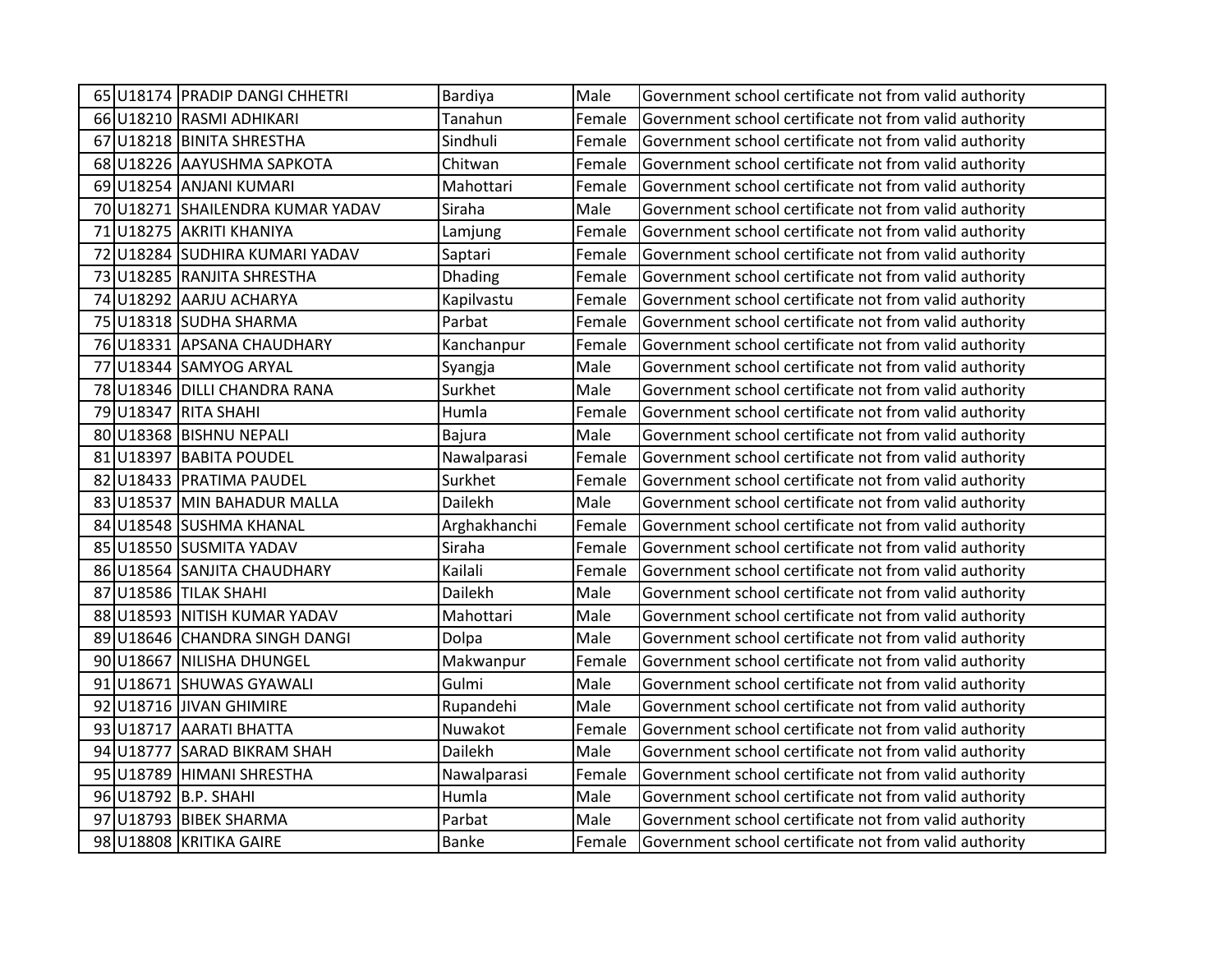| | | | | | |
|---|---|---|---|---|---|
| 65 | U18174 | PRADIP DANGI CHHETRI | Bardiya | Male | Government school certificate not from valid authority |
| 66 | U18210 | RASMI ADHIKARI | Tanahun | Female | Government school certificate not from valid authority |
| 67 | U18218 | BINITA SHRESTHA | Sindhuli | Female | Government school certificate not from valid authority |
| 68 | U18226 | AAYUSHMA SAPKOTA | Chitwan | Female | Government school certificate not from valid authority |
| 69 | U18254 | ANJANI KUMARI | Mahottari | Female | Government school certificate not from valid authority |
| 70 | U18271 | SHAILENDRA KUMAR YADAV | Siraha | Male | Government school certificate not from valid authority |
| 71 | U18275 | AKRITI KHANIYA | Lamjung | Female | Government school certificate not from valid authority |
| 72 | U18284 | SUDHIRA KUMARI YADAV | Saptari | Female | Government school certificate not from valid authority |
| 73 | U18285 | RANJITA SHRESTHA | Dhading | Female | Government school certificate not from valid authority |
| 74 | U18292 | AARJU ACHARYA | Kapilvastu | Female | Government school certificate not from valid authority |
| 75 | U18318 | SUDHA SHARMA | Parbat | Female | Government school certificate not from valid authority |
| 76 | U18331 | APSANA CHAUDHARY | Kanchanpur | Female | Government school certificate not from valid authority |
| 77 | U18344 | SAMYOG ARYAL | Syangja | Male | Government school certificate not from valid authority |
| 78 | U18346 | DILLI CHANDRA RANA | Surkhet | Male | Government school certificate not from valid authority |
| 79 | U18347 | RITA SHAHI | Humla | Female | Government school certificate not from valid authority |
| 80 | U18368 | BISHNU NEPALI | Bajura | Male | Government school certificate not from valid authority |
| 81 | U18397 | BABITA POUDEL | Nawalparasi | Female | Government school certificate not from valid authority |
| 82 | U18433 | PRATIMA PAUDEL | Surkhet | Female | Government school certificate not from valid authority |
| 83 | U18537 | MIN BAHADUR MALLA | Dailekh | Male | Government school certificate not from valid authority |
| 84 | U18548 | SUSHMA KHANAL | Arghakhanchi | Female | Government school certificate not from valid authority |
| 85 | U18550 | SUSMITA YADAV | Siraha | Female | Government school certificate not from valid authority |
| 86 | U18564 | SANJITA CHAUDHARY | Kailali | Female | Government school certificate not from valid authority |
| 87 | U18586 | TILAK SHAHI | Dailekh | Male | Government school certificate not from valid authority |
| 88 | U18593 | NITISH KUMAR YADAV | Mahottari | Male | Government school certificate not from valid authority |
| 89 | U18646 | CHANDRA SINGH DANGI | Dolpa | Male | Government school certificate not from valid authority |
| 90 | U18667 | NILISHA DHUNGEL | Makwanpur | Female | Government school certificate not from valid authority |
| 91 | U18671 | SHUWAS GYAWALI | Gulmi | Male | Government school certificate not from valid authority |
| 92 | U18716 | JIVAN GHIMIRE | Rupandehi | Male | Government school certificate not from valid authority |
| 93 | U18717 | AARATI BHATTA | Nuwakot | Female | Government school certificate not from valid authority |
| 94 | U18777 | SARAD BIKRAM SHAH | Dailekh | Male | Government school certificate not from valid authority |
| 95 | U18789 | HIMANI SHRESTHA | Nawalparasi | Female | Government school certificate not from valid authority |
| 96 | U18792 | B.P. SHAHI | Humla | Male | Government school certificate not from valid authority |
| 97 | U18793 | BIBEK SHARMA | Parbat | Male | Government school certificate not from valid authority |
| 98 | U18808 | KRITIKA GAIRE | Banke | Female | Government school certificate not from valid authority |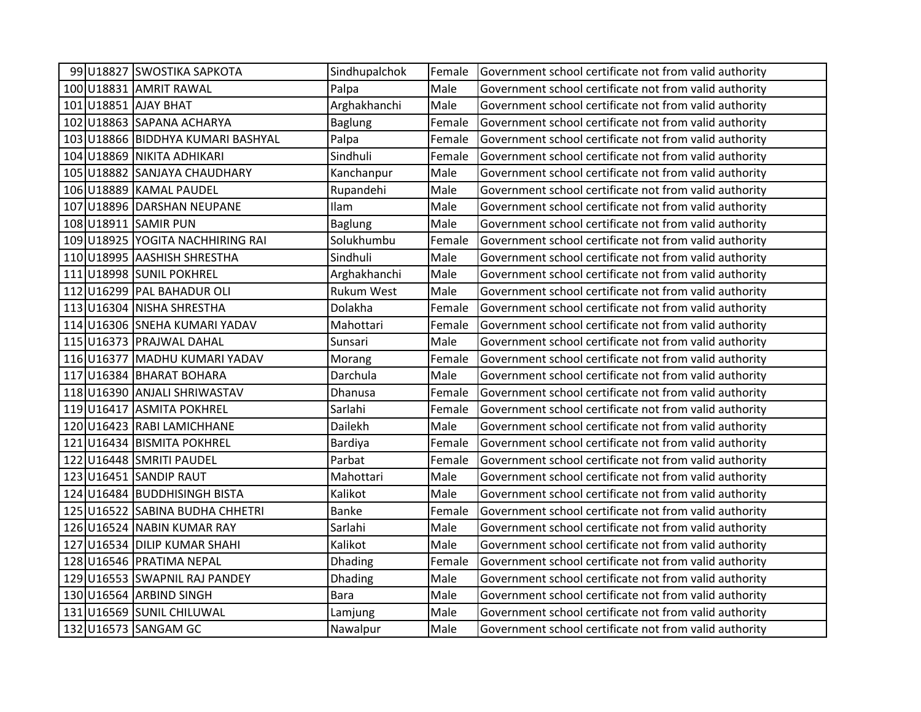| | | | | | |
|---|---|---|---|---|---|
| 99 | U18827 | SWOSTIKA SAPKOTA | Sindhupalchok | Female | Government school certificate not from valid authority |
| 100 | U18831 | AMRIT RAWAL | Palpa | Male | Government school certificate not from valid authority |
| 101 | U18851 | AJAY BHAT | Arghakhanchi | Male | Government school certificate not from valid authority |
| 102 | U18863 | SAPANA ACHARYA | Baglung | Female | Government school certificate not from valid authority |
| 103 | U18866 | BIDDHYA KUMARI BASHYAL | Palpa | Female | Government school certificate not from valid authority |
| 104 | U18869 | NIKITA ADHIKARI | Sindhuli | Female | Government school certificate not from valid authority |
| 105 | U18882 | SANJAYA CHAUDHARY | Kanchanpur | Male | Government school certificate not from valid authority |
| 106 | U18889 | KAMAL PAUDEL | Rupandehi | Male | Government school certificate not from valid authority |
| 107 | U18896 | DARSHAN NEUPANE | Ilam | Male | Government school certificate not from valid authority |
| 108 | U18911 | SAMIR PUN | Baglung | Male | Government school certificate not from valid authority |
| 109 | U18925 | YOGITA NACHHIRING RAI | Solukhumbu | Female | Government school certificate not from valid authority |
| 110 | U18995 | AASHISH SHRESTHA | Sindhuli | Male | Government school certificate not from valid authority |
| 111 | U18998 | SUNIL POKHREL | Arghakhanchi | Male | Government school certificate not from valid authority |
| 112 | U16299 | PAL BAHADUR OLI | Rukum West | Male | Government school certificate not from valid authority |
| 113 | U16304 | NISHA SHRESTHA | Dolakha | Female | Government school certificate not from valid authority |
| 114 | U16306 | SNEHA KUMARI YADAV | Mahottari | Female | Government school certificate not from valid authority |
| 115 | U16373 | PRAJWAL DAHAL | Sunsari | Male | Government school certificate not from valid authority |
| 116 | U16377 | MADHU KUMARI YADAV | Morang | Female | Government school certificate not from valid authority |
| 117 | U16384 | BHARAT BOHARA | Darchula | Male | Government school certificate not from valid authority |
| 118 | U16390 | ANJALI SHRIWASTAV | Dhanusa | Female | Government school certificate not from valid authority |
| 119 | U16417 | ASMITA POKHREL | Sarlahi | Female | Government school certificate not from valid authority |
| 120 | U16423 | RABI LAMICHHANE | Dailekh | Male | Government school certificate not from valid authority |
| 121 | U16434 | BISMITA POKHREL | Bardiya | Female | Government school certificate not from valid authority |
| 122 | U16448 | SMRITI PAUDEL | Parbat | Female | Government school certificate not from valid authority |
| 123 | U16451 | SANDIP RAUT | Mahottari | Male | Government school certificate not from valid authority |
| 124 | U16484 | BUDDHISINGH BISTA | Kalikot | Male | Government school certificate not from valid authority |
| 125 | U16522 | SABINA BUDHA CHHETRI | Banke | Female | Government school certificate not from valid authority |
| 126 | U16524 | NABIN KUMAR RAY | Sarlahi | Male | Government school certificate not from valid authority |
| 127 | U16534 | DILIP KUMAR SHAHI | Kalikot | Male | Government school certificate not from valid authority |
| 128 | U16546 | PRATIMA NEPAL | Dhading | Female | Government school certificate not from valid authority |
| 129 | U16553 | SWAPNIL RAJ PANDEY | Dhading | Male | Government school certificate not from valid authority |
| 130 | U16564 | ARBIND SINGH | Bara | Male | Government school certificate not from valid authority |
| 131 | U16569 | SUNIL CHILUWAL | Lamjung | Male | Government school certificate not from valid authority |
| 132 | U16573 | SANGAM GC | Nawalpur | Male | Government school certificate not from valid authority |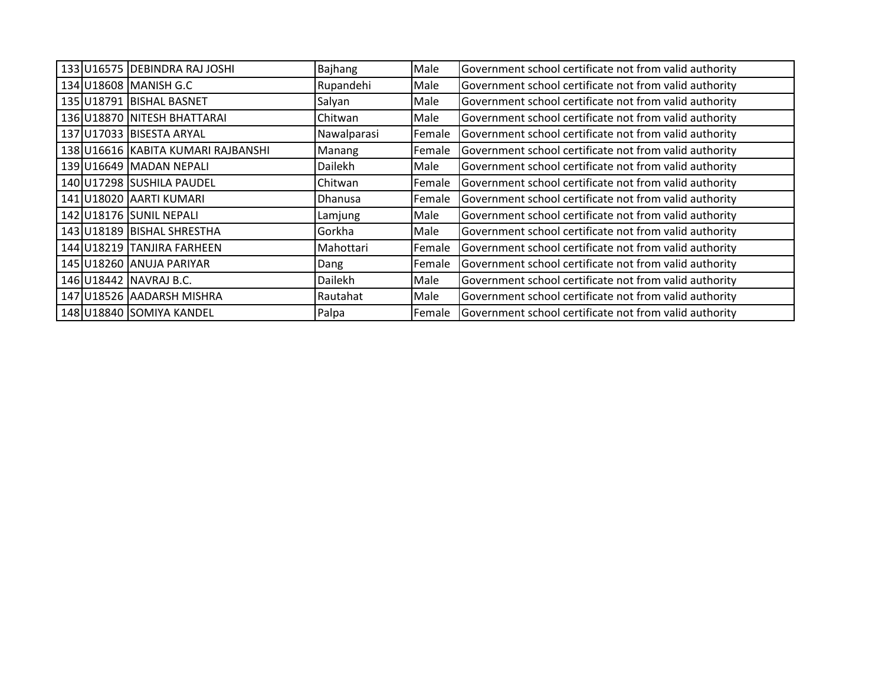| | | | | | |
|---|---|---|---|---|---|
| 133 | U16575 | DEBINDRA RAJ JOSHI | Bajhang | Male | Government school certificate not from valid authority |
| 134 | U18608 | MANISH G.C | Rupandehi | Male | Government school certificate not from valid authority |
| 135 | U18791 | BISHAL BASNET | Salyan | Male | Government school certificate not from valid authority |
| 136 | U18870 | NITESH BHATTARAI | Chitwan | Male | Government school certificate not from valid authority |
| 137 | U17033 | BISESTA ARYAL | Nawalparasi | Female | Government school certificate not from valid authority |
| 138 | U16616 | KABITA KUMARI RAJBANSHI | Manang | Female | Government school certificate not from valid authority |
| 139 | U16649 | MADAN NEPALI | Dailekh | Male | Government school certificate not from valid authority |
| 140 | U17298 | SUSHILA PAUDEL | Chitwan | Female | Government school certificate not from valid authority |
| 141 | U18020 | AARTI KUMARI | Dhanusa | Female | Government school certificate not from valid authority |
| 142 | U18176 | SUNIL NEPALI | Lamjung | Male | Government school certificate not from valid authority |
| 143 | U18189 | BISHAL SHRESTHA | Gorkha | Male | Government school certificate not from valid authority |
| 144 | U18219 | TANJIRA FARHEEN | Mahottari | Female | Government school certificate not from valid authority |
| 145 | U18260 | ANUJA PARIYAR | Dang | Female | Government school certificate not from valid authority |
| 146 | U18442 | NAVRAJ B.C. | Dailekh | Male | Government school certificate not from valid authority |
| 147 | U18526 | AADARSH MISHRA | Rautahat | Male | Government school certificate not from valid authority |
| 148 | U18840 | SOMIYA KANDEL | Palpa | Female | Government school certificate not from valid authority |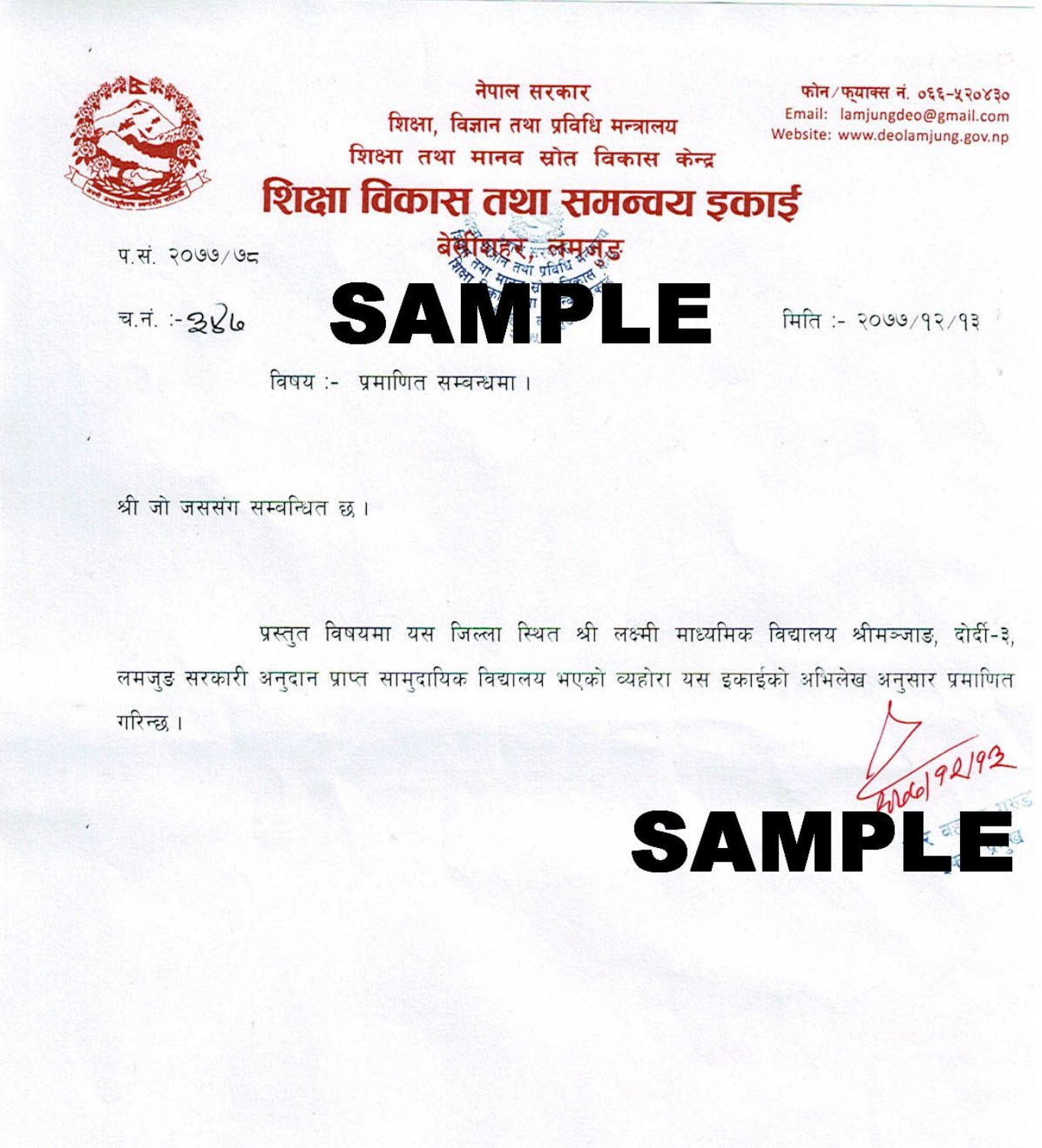नेपाल सरकार

शिक्षा, विज्ञान तथा प्रविधि मन्त्रालय

शिक्षा तथा मानव स्रोत विकास केन्द्र

# शिक्षा विकास तथा समन्वय इकाई

बेसीशहर, लमजुङ

फोन/फ्याक्स नं. ०६६-५२०४३०
Email: lamjungdeo@gmail.com
Website: www.deolamjung.gov.np

प.सं. २०७७/७८

च.नं. :-३४८

SAMPLE

मिति :- २०७७/१२/१३

विषय :- प्रमाणित सम्बन्धमा ।

श्री जो जससंग सम्बन्धित छ ।

प्रस्तुत विषयमा यस जिल्ला स्थित श्री लक्ष्मी माध्यमिक विद्यालय श्रीमञ्जाङ, दोर्दी-३, लमजुङ सरकारी अनुदान प्राप्त सामुदायिक विद्यालय भएको व्यहोरा यस इकाईको अभिलेख अनुसार प्रमाणित गरिन्छ ।

२०७७/१२/१३

SAMPLE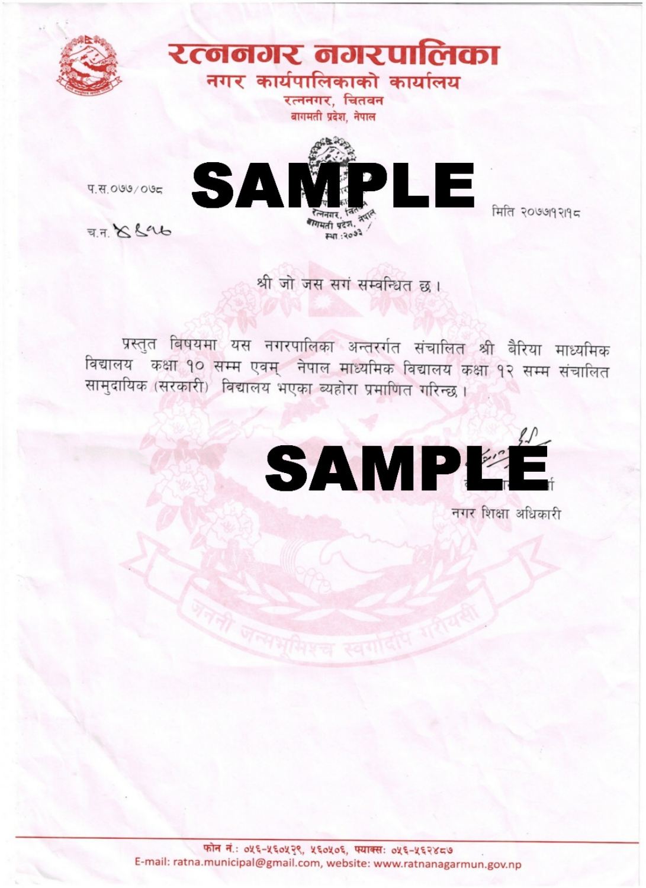# रत्ननगर नगरपालिका

## नगर कार्यपालिकाको कार्यालय

रत्ननगर, चितवन

बागमती प्रदेश, नेपाल

SAMPLE

प.स.०७७/०७८

च.न. ४४९६

मिति २०७७।२।१८

श्री जो जस सगं सम्वन्धित छ ।

प्रस्तुत बिषयमा यस नगरपालिका अन्तरगत संचालित श्री बैरिया माध्यमिक विद्यालय कक्षा १० सम्म एवम् नेपाल माध्यमिक विद्यालय कक्षा १२ सम्म संचालित सामुदायिक (सरकारी) विद्यालय भएका व्यहोरा प्रमाणित गरिन्छ ।

SAMPLE

नगर शिक्षा अधिकारी

फोन नं.: ०५६-५६०५२९, ५६०५०६, फ्याक्स: ०५६-५६२४८७

E-mail: ratna.municipal@gmail.com, website: www.ratnanagarmun.gov.np